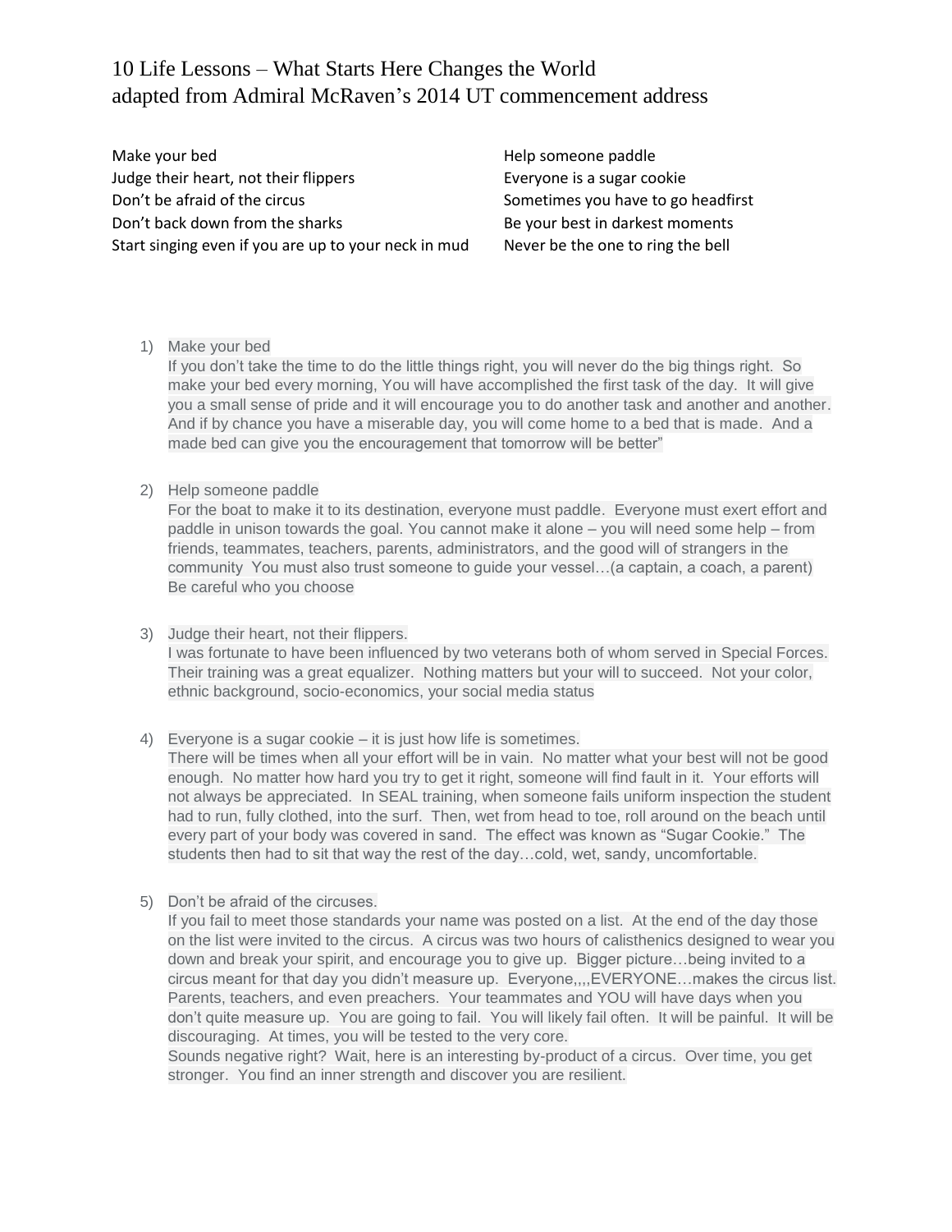# 10 Life Lessons – What Starts Here Changes the World
## adapted from Admiral McRaven's 2014 UT commencement address

Make your bed
Judge their heart, not their flippers
Don't be afraid of the circus
Don't back down from the sharks
Start singing even if you are up to your neck in mud
Help someone paddle
Everyone is a sugar cookie
Sometimes you have to go headfirst
Be your best in darkest moments
Never be the one to ring the bell

1) Make your bed
   If you don't take the time to do the little things right, you will never do the big things right. So make your bed every morning, You will have accomplished the first task of the day. It will give you a small sense of pride and it will encourage you to do another task and another and another. And if by chance you have a miserable day, you will come home to a bed that is made. And a made bed can give you the encouragement that tomorrow will be better"

2) Help someone paddle
   For the boat to make it to its destination, everyone must paddle. Everyone must exert effort and paddle in unison towards the goal. You cannot make it alone – you will need some help – from friends, teammates, teachers, parents, administrators, and the good will of strangers in the community You must also trust someone to guide your vessel…(a captain, a coach, a parent) Be careful who you choose

3) Judge their heart, not their flippers.
   I was fortunate to have been influenced by two veterans both of whom served in Special Forces. Their training was a great equalizer. Nothing matters but your will to succeed. Not your color, ethnic background, socio-economics, your social media status

4) Everyone is a sugar cookie – it is just how life is sometimes.
   There will be times when all your effort will be in vain. No matter what your best will not be good enough. No matter how hard you try to get it right, someone will find fault in it. Your efforts will not always be appreciated. In SEAL training, when someone fails uniform inspection the student had to run, fully clothed, into the surf. Then, wet from head to toe, roll around on the beach until every part of your body was covered in sand. The effect was known as "Sugar Cookie." The students then had to sit that way the rest of the day…cold, wet, sandy, uncomfortable.

5) Don't be afraid of the circuses.
   If you fail to meet those standards your name was posted on a list. At the end of the day those on the list were invited to the circus. A circus was two hours of calisthenics designed to wear you down and break your spirit, and encourage you to give up. Bigger picture…being invited to a circus meant for that day you didn't measure up. Everyone,,,,EVERYONE…makes the circus list. Parents, teachers, and even preachers. Your teammates and YOU will have days when you don't quite measure up. You are going to fail. You will likely fail often. It will be painful. It will be discouraging. At times, you will be tested to the very core.
   Sounds negative right? Wait, here is an interesting by-product of a circus. Over time, you get stronger. You find an inner strength and discover you are resilient.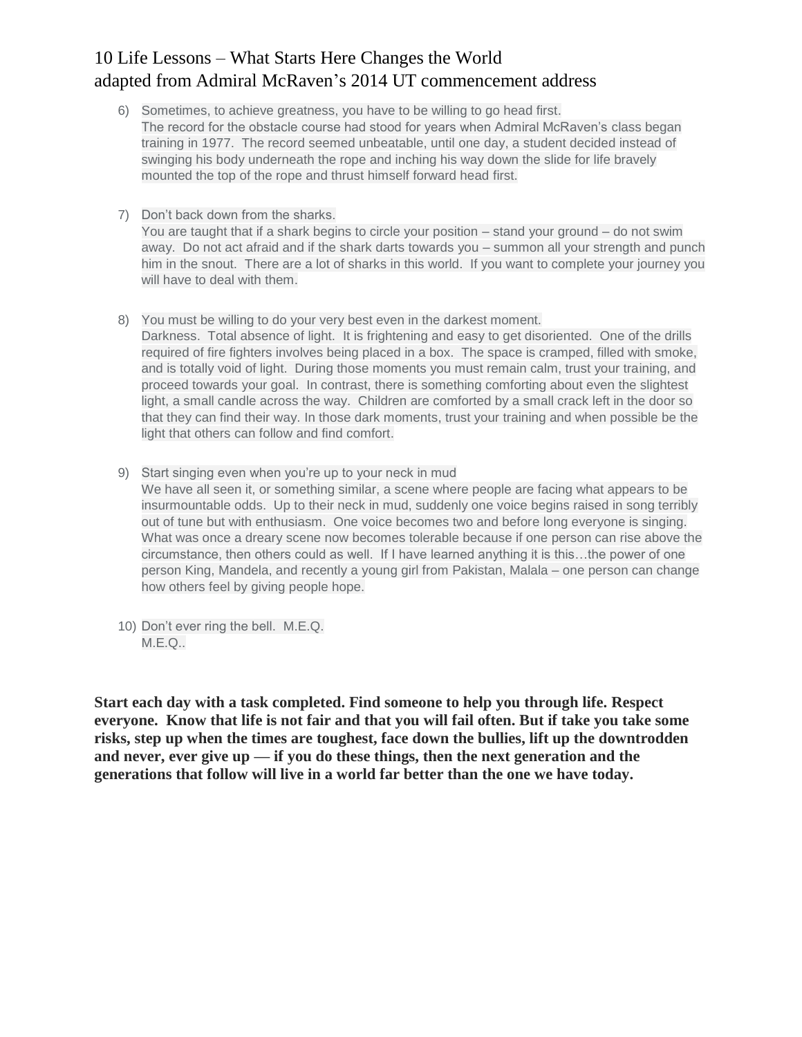# 10 Life Lessons – What Starts Here Changes the World
## adapted from Admiral McRaven's 2014 UT commencement address

6) Sometimes, to achieve greatness, you have to be willing to go head first.
   The record for the obstacle course had stood for years when Admiral McRaven's class began training in 1977. The record seemed unbeatable, until one day, a student decided instead of swinging his body underneath the rope and inching his way down the slide for life bravely mounted the top of the rope and thrust himself forward head first.

7) Don't back down from the sharks.
   You are taught that if a shark begins to circle your position – stand your ground – do not swim away. Do not act afraid and if the shark darts towards you – summon all your strength and punch him in the snout. There are a lot of sharks in this world. If you want to complete your journey you will have to deal with them.

8) You must be willing to do your very best even in the darkest moment.
   Darkness. Total absence of light. It is frightening and easy to get disoriented. One of the drills required of fire fighters involves being placed in a box. The space is cramped, filled with smoke, and is totally void of light. During those moments you must remain calm, trust your training, and proceed towards your goal. In contrast, there is something comforting about even the slightest light, a small candle across the way. Children are comforted by a small crack left in the door so that they can find their way. In those dark moments, trust your training and when possible be the light that others can follow and find comfort.

9) Start singing even when you're up to your neck in mud
   We have all seen it, or something similar, a scene where people are facing what appears to be insurmountable odds. Up to their neck in mud, suddenly one voice begins raised in song terribly out of tune but with enthusiasm. One voice becomes two and before long everyone is singing. What was once a dreary scene now becomes tolerable because if one person can rise above the circumstance, then others could as well. If I have learned anything it is this…the power of one person King, Mandela, and recently a young girl from Pakistan, Malala – one person can change how others feel by giving people hope.

10) Don't ever ring the bell. M.E.Q.
    M.E.Q..

**Start each day with a task completed. Find someone to help you through life. Respect everyone. Know that life is not fair and that you will fail often. But if take you take some risks, step up when the times are toughest, face down the bullies, lift up the downtrodden and never, ever give up — if you do these things, then the next generation and the generations that follow will live in a world far better than the one we have today.**